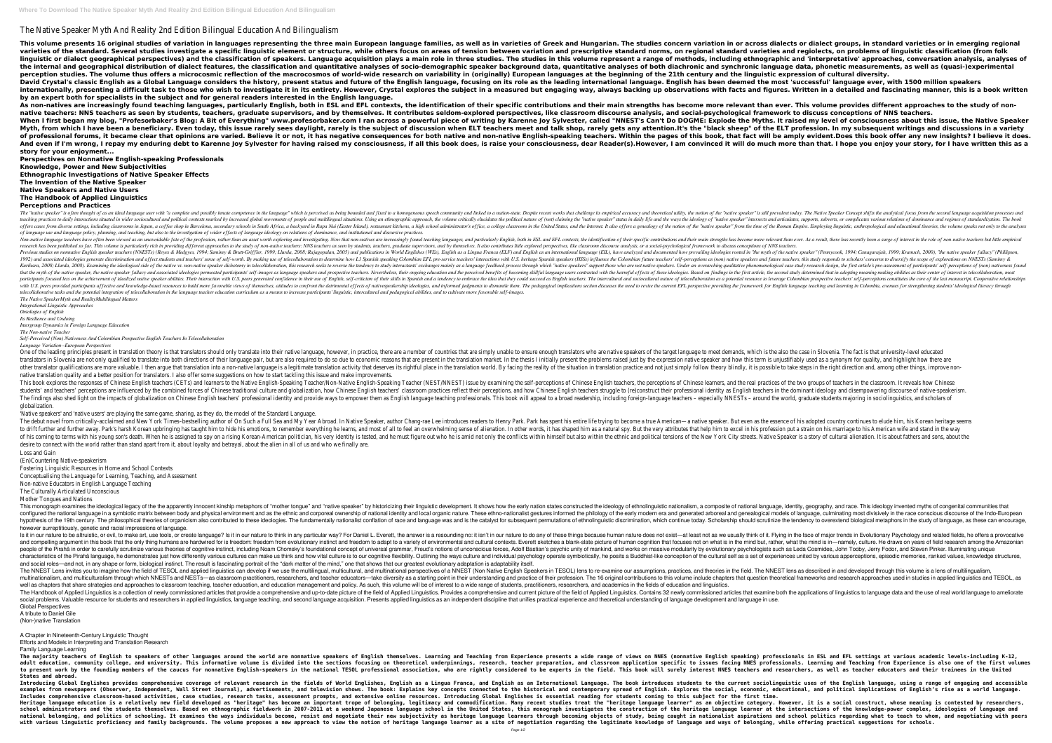# The Native Speaker Myth And Reality 2nd Edition Bilingual Education And Bilingualism

**This volume presents 16 original studies of variation in languages representing the three main European language families, as well as in varieties of Greek and Hungarian. The studies concern variation in or across dialects or dialect groups, in standard varieties or in emerging regional varieties of the standard. Several studies investigate a specific linguistic element or structure, while others focus on areas of tension between variation and prescriptive standard norms, on regional standard varieties and regiolects, on problems of linguistic classification (from folk linguistic or dialect geographical perspectives) and the classification of speakers. Language acquisition plays a main role in three studies. The studies in this volume represent a range of methods, including ethnographic and 'interpretative' approaches, conversation analysis, analyses of the internal and geographical distribution of dialect features, the classification and quantitative analyses of socio-demographic speaker background data, quantitative analyses of both diachronic and synchronic language data, phonetic measurements, as well as (quasi-)experimental perception studies. The volume thus offers a microcosmic reflection of the macrocosmos of world-wide research on variability in (originally) European languages at the beginning of the 21th century and the linguistic expression of cultural diversity.**

**David Crystal's classic English as a Global Language considers the history, present status and future of the English language, focusing on its role as the leading international language. English has been deemed the most 'successful' language ever, with 1500 million speakers internationally, presenting a difficult task to those who wish to investigate it in its entirety. However, Crystal explores the subject in a measured but engaging way, always backing up observations with facts and figures. Written in a detailed and fascinating manner, this is a book written by an expert both for specialists in the subject and for general readers interested in the English language.**

**As non-natives are increasingly found teaching languages, particularly English, both in ESL and EFL contexts, the identification of their specific contributions and their main strengths has become more relevant than ever. This volume provides different approaches to the study of non-native teachers: NNS teachers as seen by students, teachers, graduate supervisors, and by themselves. It contributes seldom-explored perspectives, like classroom discourse analysis, and social-psychological framework to discuss conceptions of NNS teachers.**

**When I first began my blog, "Profesorbaker's Blog: A Bit of Everything" www.profesorbaker.com I ran across a powerful piece of writing by Karenne Joy Sylvester, called "NNEST's Can't Do DOGME: Explode the Myths. It raised my level of consciousness about this issue, the Native Speaker Myth, from which I have been a beneficiary. Even today, this issue rarely sees daylight, rarely is the subject of discussion when ELT teachers meet and talk shop, rarely gets any attention.It's the "black sheep" of the ELT profession. In my subsequent writings and discussions in a variety of professional forums, it became clear that opinions are varied. Believe it or not, it has negative consequences for both native and non-native English-speaking teachers. Within the pages of this book, that fact will be amply evident.Does this book offer any new insights? I believe it does. And even if I'm wrong, I repay my enduring debt to Karenne Joy Sylvester for having raised my consciousness, if all this book does, is raise your consciousness, dear Reader(s).However, I am convinced it will do much more than that. I hope you enjoy your story, for I have written this as a story for your enjoyment...**

**Perspectives on Nonnative English-speaking Professionals**
**Knowledge, Power and New Subjectivities**
**Ethnographic Investigations of Native Speaker Effects**
**The Invention of the Native Speaker**
**Native Speakers and Native Users**
**The Handbook of Applied Linguistics**
**Perceptions and Practices**

*The "native speaker" is often thought of as an ideal language user with "a complete and possibly innate competence in the language" which is perceived as being bounded and fixed to a homogeneous speech community and linked to a nation-state. Despite recent works that challenge its empirical accuracy and theoretical utility, the notion of the "native speaker" is still prevalent today. The Native Speaker Concept shifts the analytical focus from the second language acquisition processes and teaching practices to daily interactions situated in wider sociocultural and political contexts marked by increased global movements of people and multilingual situations. Using an ethnographic approach, the volume critically elucidates the political nature of (not) claiming the "native speaker" status in daily life and the ways the ideology of "native speaker" intersects and articulates, supports, subverts, or complicates various relations of dominance and regimes of standardization. The book offers cases from diverse settings, including classrooms in Japan, a coffee shop in Barcelona, secondary schools in South Africa, a backyard in Rapa Nui (Easter Island), restaurant kitchens, a high school administrator's office, a college classroom in the United States, and the Internet. It also offers a genealogy of the notion of the "native speaker" from the time of the Roman Empire. Employing linguistic, anthropological and educational theories, the volume speaks not only to the analysis of language use and language policy, planning, and teaching, but also to the investigation of wider effects of language ideology on relations of dominance, and institutional and discursive practices.*

*Non-native language teachers have often been viewed as an unavoidable fate of the profession, rather than an asset worth exploring and investigating. Now that non-natives are increasingly found teaching languages, and particularly English, both in ESL and EFL contexts, the identification of their specific contributions and their main strengths has become more relevant than ever. As a result, there has recently been a surge of interest in the role of non-native teachers and quite a lot of empirical research has been published so far. This volume is particularly rich in providing different approaches to the study of non-native teachers: NNS teachers as seen by students, teachers, graduate supervisors, and by themselves. It also contributes little explored perspectives, like classroom discourse analysis, or a social-psychological framework to discuss conceptions of NNS teachers.*

*Previous studies on nonnative English speaker teachers (NNESTs) (Reyes & Medgyes, 1994; Samimy & Brutt-Griffler, 1999; Llurda, 2008; Rajagopalan, 2005) and publications in World Englishes (WEs), English as a Lingua Franca (ELF) and English as an international language (EIL), have analyzed and documented how prevailing ideologies rooted in "the myth of the native speaker" (Pennycook, 1994; Canagarajah, 1999; Kramsch, 2000), "the native speaker fallacy" (Phillipson, 1992) and associated ideologies generate discrimination and affect students and teachers' sense of self-worth. By making use of telecollaboration to determine how L1 Spanish speaking Colombian EFL pre-service teachers' interactions with U.S. heritage Spanish speakers (HSSs) influence the Colombian future teachers' self-perceptions as (non) native speakers and future teachers, this study responds to scholars' concerns to diversify the scope of explorations on NNESTs (Samimy & Kurihara, 2008; Llurda, 2008). Examining the ideological side of the native vs. non-native speaker dichotomy in telecollaboration, this research seeks to reverse the tendency to study interactants' exchanges mainly as a language feedback process through which "native speakers" support those who are not native speakers. Under an overarching qualitative phenomenological case study research design, the first article's pre-assessment of participants' self-perceptions of (non) nativeness found that the myth of the native speaker, the native speaker fallacy and associated ideologies permeated participants' self-images as language speakers and prospective teachers. Nevertheless, their ongoing education and the perceived benefits of becoming skillful language users contrasted with the harmful effects of these ideologies. Based on findings in the first article, the second study determined that in adopting meaning making abilities as their center of interest in telecollaboration, most participants focused less on the achievement of idealized native speaker abilities. Their interaction with U.S. peers generated confidence in their use of English, self-criticism of their skills in Spanish and a tendency to embrace the idea that they could succeed as English teachers. The intercultural and sociocultural nature of telecollaboration as a potential resource to leverage Colombian prospective teachers' self-perceptions constitutes the core of the last manuscript. Cooperative relationships with U.S. peers provided participants affective and knowledge-based resources to build more favorable views of themselves, attitudes to confront the detrimental effects of nativespeakership ideologies, and informed judgments to dismantle them. The pedagogical implications section discusses the need to revise the current EFL perspective providing the framework for English language teaching and learning in Colombia, avenues for strengthening students' ideological literacy through telecollaborative tasks and the potential integration of telecollaboration in the language teacher education curriculum as a means to increase participants' linguistic, intercultural and pedagogical abilities, and to cultivate more favorable self-images.*

*The Native SpeakerMyth and RealityMultilingual Matters*
*Integrational Linguistic Approaches*
*Ontologies of English*
*Its Resilience and Undoing*
*Intergroup Dynamics in Foreign Language Education*
*The Non-native Teacher*
*Self-Perceived (Non) Nativeness And Colombian Prospective English Teachers In Telecollaboration*
*Language Variation--European Perspectives*

One of the leading principles present in translation theory is that translators should only translate into their native language, however, in practice, there are a number of countries that are simply unable to ensure enough translators who are native speakers of the target language to meet demands, which is the also the case in Slovenia. The fact is that university-level educated translators in Slovenia are not only qualified to translate into both directions of their language pair, but are also required to do so due to economic reasons that are present in the translation market. In the thesis I initially present the problems raised just by the expression native speaker and how this term is unjustifiably used as a synonym for quality, and highlight how far other translator qualifications are more valuable. I then argue that translation into a non-native language is a legitimate translation activity that deserves its rightful place in the translation world. By facing the reality of the situation in translation practice and not just simply follow theory blindly, it is possible to take steps in the right direction and, among other things, improve non-native translation quality and a better position for translators. I also offer some suggestions on how to start tackling this issue and make improvements.

This book explores the responses of Chinese English teachers (CETs) and learners to the Native English-Speaking Teacher/Non-Native English-Speaking Teacher (NEST/NNEST) issue by examining the self-perceptions of Chinese English teachers, the perceptions of Chinese learners, and the real practices of the two groups of teachers in the classroom. It reveals how Chinese students' and teachers' perceptions are influenced by the combined forces of Chinese traditional culture and globalization, how Chinese English teachers' classroom practices reflect their perceptions, and how Chinese English teachers struggle to (re)construct their professional identity as English teachers in the dominant ideology and disempowering discourse of native-speakerism. The findings also shed light on the impacts of globalization on Chinese English teachers' professional identity and provide ways to empower them as English language teaching professionals. This book will appeal to a broad readership, including foreign-language teachers – especially NNESTs – around the world, graduate students majoring in sociolinguistics, and scholars of globalization.

'Native speakers' and 'native users' are playing the same game, sharing, as they do, the model of the Standard Language.

The debut novel from critically-acclaimed and New York Times–bestselling author of On Such a Full Sea and My Year Abroad. In Native Speaker, author Chang-rae Lee introduces readers to Henry Park. Park has spent his entire life trying to become a true American—a native speaker. But even as the essence of his adopted country continues to elude him, his Korean heritage seems to drift further and further away. Park's harsh Korean upbringing has taught him to hide his emotions, to remember everything he learns, and most of all to feel an overwhelming sense of alienation. In other words, it has shaped him as a natural spy. But the very attributes that help him to excel in his profession put a strain on his marriage to his American wife and stand in the way of his coming to terms with his young son's death. When he is assigned to spy on a rising Korean-American politician, his very identity is tested, and he must figure out who he is amid not only the conflicts within himself but also within the ethnic and political tensions of the New York City streets. Native Speaker is a story of cultural alienation. It is about fathers and sons, about the desire to connect with the world rather than stand apart from it, about loyalty and betrayal, about the alien in all of us and who we finally are.

Loss and Gain
(En)Countering Native-speakerism
Fostering Linguistic Resources in Home and School Contexts
Conceptualising the Language for Learning, Teaching, and Assessment
Non-native Educators in English Language Teaching
The Culturally Articulated Unconscious
Mother Tongues and Nations

This monograph examines the ideological legacy of the the apparently innocent kinship metaphors of "mother tongue" and "native speaker" by historicizing their linguistic development. It shows how the early nation states constructed the ideology of ethnolinguistic nationalism, a composite of national language, identity, geography, and race. This ideology invented myths of congenital communities that configured the national language in a symbiotic matrix between body and physical environment and as the ethnic and corporeal ownership of national identity and local organic nature. These ethno-nationalist gestures informed the philology of the early modern era and generated arboreal and genealogical models of language, culminating most divisively in the race conscious discourse of the Indo-European hypothesis of the 19th century. The philosophical theories of organicism also contributed to these ideologies. The fundamentally nationalist conflation of race and language was and is the catalyst for subsequent permutations of ethnolinguistic discrimination, which continue today. Scholarship should scrutinize the tendency to overextend biological metaphors in the study of language, as these can encourage, however surreptitiously, genetic and racial impressions of language.

Is it in our nature to be altruistic, or evil, to make art, use tools, or create language? Is it in our nature to think in any particular way? For Daniel L. Everett, the answer is a resounding no: it isn't in our nature to do any of these things because human nature does not exist—at least not as we usually think of it. Flying in the face of major trends in Evolutionary Psychology and related fields, he offers a provocative and compelling argument in this book that the only thing humans are hardwired for is freedom: freedom from evolutionary instinct and freedom to adapt to a variety of environmental and cultural contexts. Everett sketches a blank-slate picture of human cognition that focuses not on what is in the mind but, rather, what the mind is in—namely, culture. He draws on years of field research among the Amazonian people of the Pirahã in order to carefully scrutinize various theories of cognitive instinct, including Noam Chomsky's foundational concept of universal grammar, Freud's notions of unconscious forces, Adolf Bastian's psychic unity of mankind, and works on massive modularity by evolutionary psychologists such as Leda Cosmides, John Tooby, Jerry Fodor, and Steven Pinker. Illuminating unique characteristics of the Pirahã language, he demonstrates just how differently various cultures can make us think and how vital culture is to our cognitive flexibility. Outlining the ways culture and individual psychology operate symbiotically, he posits a Buddhist-like conception of the cultural self as a set of experiences united by various apperceptions, episodic memories, ranked values, knowledge structures, and social roles—and not, in any shape or form, biological instinct. The result is fascinating portrait of the "dark matter of the mind," one that shows that our greatest evolutionary adaptation is adaptability itself.

The NNEST Lens invites you to imagine how the field of TESOL and applied linguistics can develop if we use the multilingual, multicultural, and multinational perspectives of a NNEST (Non Native English Speakers in TESOL) lens to re-examine our assumptions, practices, and theories in the field. The NNEST lens as described in and developed through this volume is a lens of multilingualism, multinationalism, and multiculturalism through which NNESTs and NESTs—as classroom practitioners, researchers, and teacher educators—take diversity as a starting point in their understanding and practice of their profession. The 16 original contributions to this volume include chapters that question theoretical frameworks and research approaches used in studies in applied linguistics and TESOL, as well as chapters that share strategies and approaches to classroom teaching, teacher education, and education management and policy. As such, this volume will be of interest to a wide range of students, practitioners, researchers, and academics in the fields of education and linguistics.

The Handbook of Applied Linguistics is a collection of newly commissioned articles that provide a comprehensive and up-to-date picture of the field of Applied Linguistics. Provides a comprehensive and current picture of the field of Applied Linguistics. Contains 32 newly commissioned articles that examine both the applications of linguistics to language data and the use of real world language to ameliorate social problems. Valuable resource for students and researchers in applied linguistics, language teaching, and second language acquisition. Presents applied linguistics as an independent discipline that unifies practical experience and theoretical understanding of language development and language in use.

Global Perspectives
A tribute to Daniel Gile
(Non-)native Translation

A Chapter in Nineteenth-Century Linguistic Thought
Efforts and Models in Interpreting and Translation Research
Family Language Learning

**The majority teachers of English to speakers of other languages around the world are nonnative speakers of English themselves. Learning and Teaching from Experience presents a wide range of views on NNES (nonnative English speaking) professionals in ESL and EFL settings at various academic levels-including K-12, adult education, community college, and university. This informative volume is divided into the sections focusing on theoretical underpinnings, research, teacher preparation, and classroom application specific to issues facing NNES professionals. Learning and Teaching from Experience is also one of the first volumes to present work by the founding members of the caucus for nonnative English-speakers in the national TESOL professional association, who are rightly considered to be experts in the field. This book will surely interest NNES teachers and researchers, as well as teacher educators and their trainees in the United States and abroad.**

**Introducing Global Englishes provides comprehensive coverage of relevant research in the fields of World Englishes, English as a Lingua Franca, and English as an International Language. The book introduces students to the current sociolinguistic uses of the English language, using a range of engaging and accessible examples from newspapers (Observer, Independent, Wall Street Journal), advertisements, and television shows. The book: Explains key concepts connected to the historical and contemporary spread of English. Explores the social, economic, educational, and political implications of English's rise as a world language. Includes comprehensive discussion-based activities, case studies, research tasks, assessment prompts, and extensive online resources. Introducing Global Englishes is essential reading for students coming to this subject for the first time.**

**Heritage language education is a relatively new field developed as "heritage" has become an important trope of belonging, legitimacy and commodification. Many recent studies treat the "heritage language learner" as an objective category. However, it is a social construct, whose meaning is contested by researchers, school administrators and the students themselves. Based on ethnographic fieldwork in 2007-2011 at a weekend Japanese language school in the United States, this monograph investigates the construction of the heritage language learner at the intersections of the knowledge-power complex, ideologies of language and national belonging, and politics of schooling. It examines the ways individuals become, resist and negotiate their new subjectivity as heritage language learners through becoming objects of study, being caught in nationalist aspirations and school politics regarding what to teach to whom, and negotiating with peers with various linguistic proficiency and family backgrounds. The volume proposes a new approach to view the notion of heritage language learner as a site of negotiation regarding the legitimate knowledge of language and ways of belonging, while offering practical suggestions for schools.**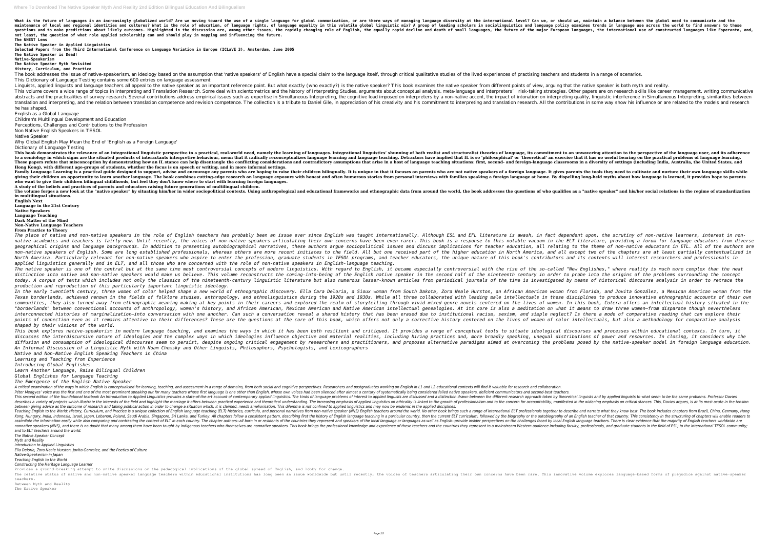**What is the future of languages in an increasingly globalized world? Are we moving toward the use of a single language for global communication, or are there ways of managing language diversity at the international level? Can we, or should we, maintain a balance between the global need to communicate and the maintenance of local and regional identities and cultures? What is the role of education, of language rights, of language equality in this volatile global linguistic mix? A group of leading scholars in sociolinguistics and language policy examines trends in language use across the world to find answers to these questions and to make predictions about likely outcomes. Highlighted in the discussion are, among other issues, the rapidly changing role of English, the equally rapid decline and death of small languages, the future of the major European languages, the international use of constructed languages like Esperanto, and, not least, the question of what role applied scholarship can and should play in mapping and influencing the future.**

**The NNEST Lens**

**The Native Speaker in Applied Linguistics**

**Selected Papers from the Third International Conference on Language Variation in Europe (ICLaVE 3), Amsterdam, June 2005**

**The Native Speaker is Dead!**

**Native-Speakerism**

**The Native Speaker Myth Revisited**

**History, Curriculum, and Practice**

The book addresses the issue of native-speakerism, an ideology based on the assumption that 'native speakers' of English have a special claim to the language itself, through critical qualitative studies of the lived experiences of practising teachers and students in a range of scenarios.

This Dictionary of Language Testing contains some 600 entries on language assessment

Linguists, applied linguists and language teachers all appeal to the native speaker as an important reference point. But what exactly (who exactly?) is the native speaker? This book examines the native speaker from different points of view, arguing that the native speaker is both myth and reality.

This volume covers a wide range of topics in Interpreting and Translation Research. Some deal with scientometrics and the history of Interpreting Studies, arguments about conceptual analysis, meta-language and interpreters' risk-taking strategies. Other papers are on research skills like career management, writing communicative abstracts and the practicalities of survey research. Several contributions address empirical issues such as expertise in Simultaneous Interpreting, the cognitive load imposed on interpreters by a non-native accent, the impact of intonation on interpreting quality, linguistic interference in Simultaneous Interpreting, similarities between translation and interpreting, and the relation between translation competence and revision competence. The collection is a tribute to Daniel Gile, in appreciation of his creativity and his commitment to interpreting and translation research. All the contributions in some way show his influence or are related to the models and research he has shaped.

English as a Global Language

Children's Multilingual Development and Education

Perceptions, Challenges and Contributions to the Profession

Non Native English Speakers in TESOL

Native Speaker

Why Global English May Mean the End of 'English as a Foreign Language'

Dictionary of Language Testing

**This book demonstrates the relevance of an integrational linguistic perspective to a practical, real-world need, namely the learning of languages. Integrational linguistics' shunning of both realist and structuralist theories of language, its commitment to an unwavering attention to the perspective of the language user, and its adherence to a semiology in which signs are the situated products of interactants interpretive behaviour, mean that it radically reconceptualizes language learning and language teaching. Detractors have implied that IL is so 'philosophical' or 'theoretical' an exercise that it has no useful bearing on the practical problems of language learning. These papers refute that misconception by demonstrating how an IL stance can help disentangle the conflicting considerations and contradictory assumptions that arise in a host of language teaching situations: first, second- and foreign-language classrooms in a diversity of settings (including India, Australia, the United States, and Hong Kong), with different age-groups of students, whether the focus is on speech or writing, and in more informal settings.**

**Family Language Learning is a practical guide designed to support, advise and encourage any parents who are hoping to raise their children bilingually. It is unique in that it focuses on parents who are not native speakers of a foreign language. It gives parents the tools they need to cultivate and nurture their own language skills while giving their children an opportunity to learn another language. The book combines cutting-edge research on language exposure with honest and often humorous stories from personal interviews with families speaking a foreign language at home. By dispelling long-held myths about how language is learned, it provides hope to parents who want to give their children bilingual childhoods, but feel they don't know where to start with learning foreign languages.**

**A study of the beliefs and practices of parents and educators raising future generations of multilingual children.**

**The volume forges a new look at the "native speaker" by situating him/her in wider sociopolitical contexts. Using anthropological and educational frameworks and ethnographic data from around the world, the book addresses the questions of who qualifies as a "native speaker" and his/her social relations in the regime of standardization in multilingual situations.**

**English Next**

**Language in the 21st Century**

**Native Speakers**

**Language Teaching**

**Dark Matter of the Mind**

**Non-Native Language Teachers**

**From Practice to Theory**

*The place of native and non-native speakers in the role of English teachers has probably been an issue ever since English was taught internationally. Although ESL and EFL literature is awash, in fact dependent upon, the scrutiny of non-native learners, interest in non-native academics and teachers is fairly new. Until recently, the voices of non-native speakers articulating their own concerns have been even rarer. This book is a response to this notable vacuum in the ELT literature, providing a forum for language educators from diverse geographical origins and language backgrounds. In addition to presenting autobiographical narratives, these authors argue sociopolitical issues and discuss implications for teacher education, all relating to the theme of non-native educators in ETL. All of the authors are non-native speakers of English. Some are long established professionals, whereas others are more recent initiates to the field. All but one received part of the higher education in North America, and all except two of the chapters are at least partially contextualized in North America. Particularly relevant for non-native speakers who aspire to enter the profession, graduate students in TESOL programs, and teacher educators, the unique nature of this book's contributors and its contents will interest researchers and professionals in applied linguistics generally and in ELT, and all those who are concerned with the role of non-native speakers in English-language teaching.*

*The native speaker is one of the central but at the same time most controversial concepts of modern linguistics. With regard to English, it became especially controversial with the rise of the so-called "New Englishes," where reality is much more complex than the neat distinction into native and non-native speakers would make us believe. This volume reconstructs the coming-into-being of the English native speaker in the second half of the nineteenth century in order to probe into the origins of the problems surrounding the concept today. A corpus of texts which includes not only the classics of the nineteenth-century linguistic literature but also numerous lesser-known articles from periodical journals of the time is investigated by means of historical discourse analysis in order to retrace the production and reproduction of this particularly important linguistic ideology.*

*In the early twentieth century, three women of color helped shape a new world of ethnographic discovery. Ella Cara Deloria, a Sioux woman from South Dakota, Zora Neale Hurston, an African American woman from Florida, and Jovita González, a Mexican American woman from the Texas borderlands, achieved renown in the fields of folklore studies, anthropology, and ethnolinguistics during the 1920s and 1930s. While all three collaborated with leading male intellectuals in these disciplines to produce innovative ethnographic accounts of their own communities, they also turned away from ethnographic meaning making at key points in their careers and explored the realm of storytelling through vivid mixed-genre novels centered on the lives of women. In this book, Cotera offers an intellectual history situated in the "borderlands" between conventional accounts of anthropology, women's history, and African American, Mexican American and Native American intellectual genealogies. At its core is also a meditation on what it means to draw three women—from disparate though nevertheless interconnected histories of marginalization—into conversation with one another. Can such a conversation reveal a shared history that has been erased due to institutional racism, sexism, and simple neglect? Is there a mode of comparative reading that can explore their points of connection even as it remains attentive to their differences? These are the questions at the core of this book, which offers not only a corrective history centered on the lives of women of color intellectuals, but also a methodology for comparative analysis shaped by their visions of the world.*

*This book explores native-speakerism in modern language teaching, and examines the ways in which it has been both resilient and critiqued. It provides a range of conceptual tools to situate ideological discourses and processes within educational contexts. In turn, it discusses the interdiscursive nature of ideologies and the complex ways in which ideologies influence objective and material realities, including hiring practices and, more broadly speaking, unequal distributions of power and resources. In closing, it considers why the diffusion and consumption of ideological discourses seem to persist, despite ongoing critical engagement by researchers and practitioners, and proposes alternative paradigms aimed at overcoming the problems posed by the native-speaker model in foreign language education.*

*An Informal Discussion of a Linguistic Myth with Noam Chomsky and Other Linguists, Philosophers, Psychologists, and Lexicographers*

*Native and Non-Native English Speaking Teachers in China*

*Learning and Teaching from Experience*

*Introducing Global Englishes*

*Learn Another Language, Raise Bilingual Children*

*Global Englishes for Language Teaching*

*The Emergence of the English Native Speaker*

*A critical examination of the ways in which English is conceptualised for learning, teaching, and assessment in a range of domains, from both social and cognitive perspectives. Researchers and postgraduates working on English in L1 and L2 educational contexts will find it valuable for research and collaboration.*

*Péter Medgyes' voice was the first and one of the most prominent speaking out for many teachers whose first language is one other than English, whose own voices had been silenced after almost a century of systematically being considered failed native speakers, deficient communicators and second-best teachers.*

*This second edition of the foundational textbook An Introduction to Applied Linguistics provides a state-of-the-art account of contemporary applied linguistics. The kinds of language problems of interest to applied linguists are discussed and a distinction drawn between the different research approach taken by theoretical linguists and by applied linguists to what seem to be the same problems. Professor Davies describes a variety of projects which illustrate the interests of the field and highlight the marriage it offers between practical experience and theoretical understanding. The increasing emphasis of applied linguistics on ethicality is linked to the growth of professionalism and to the concern for accountability, manifested in the widening emphasis on critical stances. This, Davies argues, is at its most acute in the tension between giving advice as the outcome of research and taking political action in order to change a situation which, it is claimed, needs amelioration. This dilemma is not confined to applied linguistics and may now be endemic in the applied disciplines.*

*Teaching English to the World: History, Curriculum, and Practice is a unique collection of English language teaching (ELT) histories, curricula, and personal narratives from non-native speaker (NNS) English teachers around the world. No other book brings such a range of international ELT professionals together to describe and narrate what they know best. The book includes chapters from Brazil, China, Germany, Hong Kong, Hungary, India, Indonesia, Israel, Japan, Lebanon, Poland, Saudi Arabia, Singapore, Sri Lanka, and Turkey. All chapters follow a consistent pattern, describing first the history of English language teaching in a particular country, then the current ELT curriculum, followed by the biography or the autobiography of an English teacher of that country. This consistency in the structuring of chapters will enable readers to assimilate the information easily while also comparing and contrasting the context of ELT in each country. The chapter authors--all born in or residents of the countries they represent and speakers of the local language or languages as well as English--provide insider perspectives on the challenges faced by local English language teachers. There is clear evidence that the majority of English teachers worldwide are nonnative speakers (NNS), and there is no doubt that many among them have been taught by indigenous teachers who themselves are nonnative speakers. This book brings the professional knowledge and experience of these teachers and the countries they represent to a mainstream Western audience including faculty, professionals, and graduate students in the field of ESL; to the international TESOL community; and to ELT teachers around the world.*

*The Native Speaker Concept*

*Myth and Reality*

*Introduction to Applied Linguistics*

*Ella Deloria, Zora Neale Hurston, Jovita Gonzalez, and the Poetics of Culture*

*Native-Speakerism in Japan*

*Teaching English to the World*

*Constructing the Heritage Language Learner*

Provides a ground-breaking attempt to unite discussions on the pedagogical implications of the global spread of English, and lobby for change.

The relative status of native and non-native speaker language teachers within educational institutions has long been an issue worldwide but until recently, the voices of teachers articulating their own concerns have been rare. This innovative volume explores language-based forms of prejudice against native-speaker teachers.

Between Myth and Reality

The Native Speaker